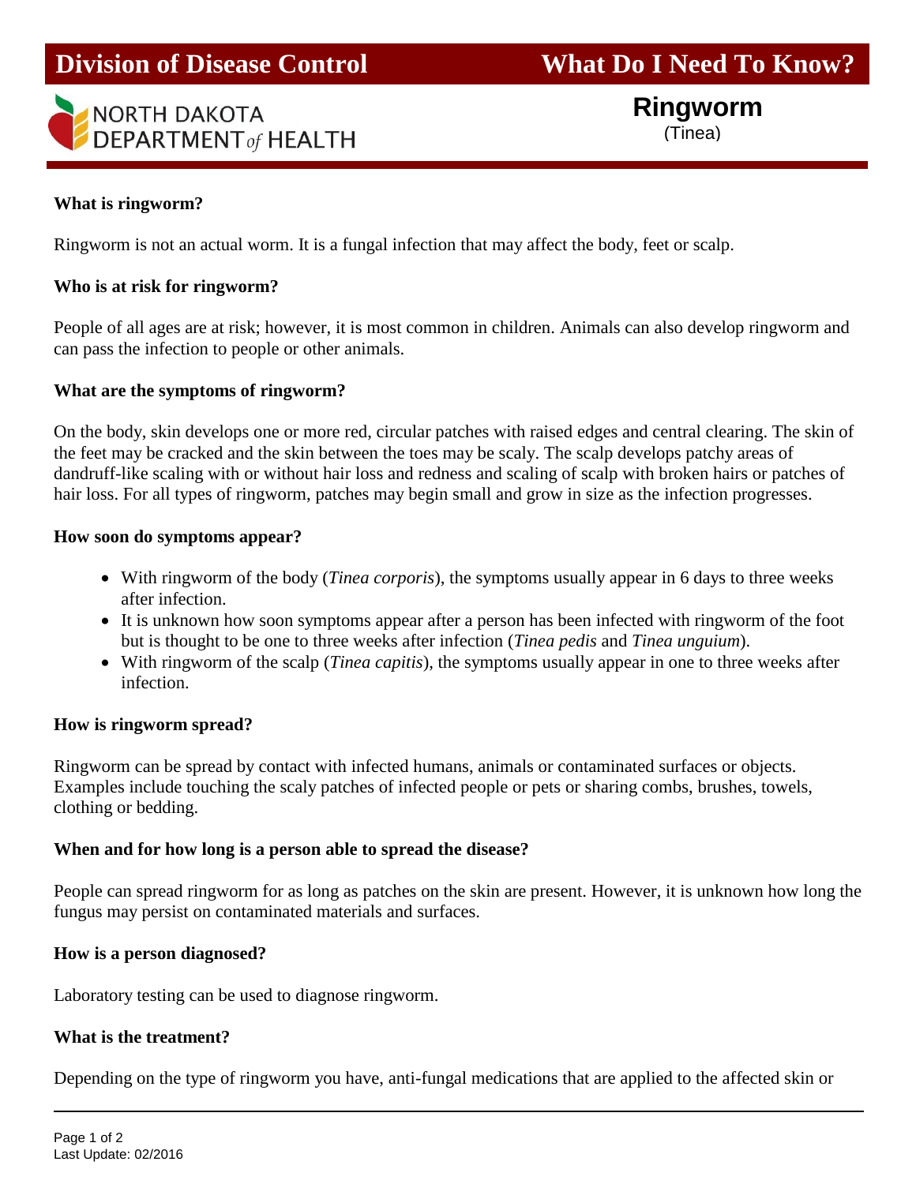**Division of Disease Control** **What Do I Need To Know?**

NORTH DAKOTA DEPARTMENT *of* HEALTH

# Ringworm

(Tinea)

**What is ringworm?**

Ringworm is not an actual worm. It is a fungal infection that may affect the body, feet or scalp.

**Who is at risk for ringworm?**

People of all ages are at risk; however, it is most common in children. Animals can also develop ringworm and can pass the infection to people or other animals.

**What are the symptoms of ringworm?**

On the body, skin develops one or more red, circular patches with raised edges and central clearing. The skin of the feet may be cracked and the skin between the toes may be scaly. The scalp develops patchy areas of dandruff-like scaling with or without hair loss and redness and scaling of scalp with broken hairs or patches of hair loss. For all types of ringworm, patches may begin small and grow in size as the infection progresses.

**How soon do symptoms appear?**

- With ringworm of the body (*Tinea corporis*), the symptoms usually appear in 6 days to three weeks after infection.
- It is unknown how soon symptoms appear after a person has been infected with ringworm of the foot but is thought to be one to three weeks after infection (*Tinea pedis* and *Tinea unguium*).
- With ringworm of the scalp (*Tinea capitis*), the symptoms usually appear in one to three weeks after infection.

**How is ringworm spread?**

Ringworm can be spread by contact with infected humans, animals or contaminated surfaces or objects. Examples include touching the scaly patches of infected people or pets or sharing combs, brushes, towels, clothing or bedding.

**When and for how long is a person able to spread the disease?**

People can spread ringworm for as long as patches on the skin are present. However, it is unknown how long the fungus may persist on contaminated materials and surfaces.

**How is a person diagnosed?**

Laboratory testing can be used to diagnose ringworm.

**What is the treatment?**

Depending on the type of ringworm you have, anti-fungal medications that are applied to the affected skin or

Last Update: 02/2016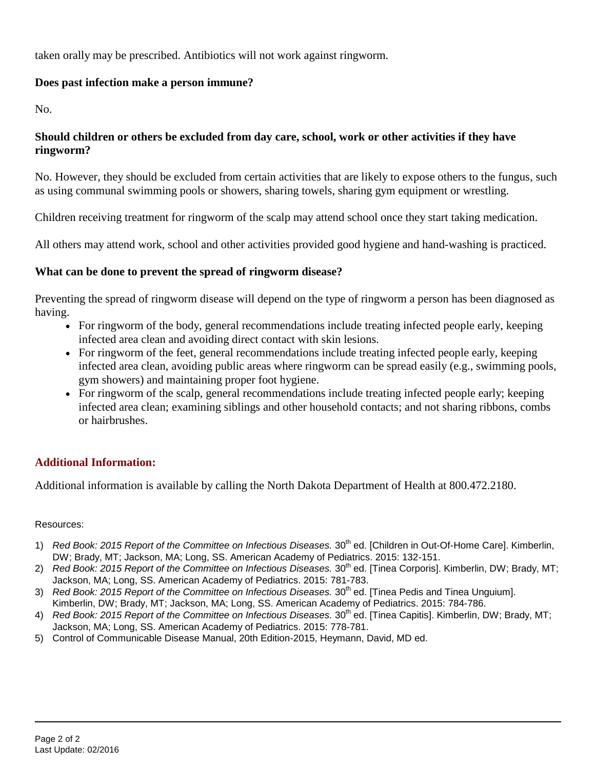taken orally may be prescribed. Antibiotics will not work against ringworm.

**Does past infection make a person immune?**

No.

**Should children or others be excluded from day care, school, work or other activities if they have ringworm?**

No. However, they should be excluded from certain activities that are likely to expose others to the fungus, such as using communal swimming pools or showers, sharing towels, sharing gym equipment or wrestling.

Children receiving treatment for ringworm of the scalp may attend school once they start taking medication.

All others may attend work, school and other activities provided good hygiene and hand-washing is practiced.

**What can be done to prevent the spread of ringworm disease?**

Preventing the spread of ringworm disease will depend on the type of ringworm a person has been diagnosed as having.

- For ringworm of the body, general recommendations include treating infected people early, keeping infected area clean and avoiding direct contact with skin lesions.
- For ringworm of the feet, general recommendations include treating infected people early, keeping infected area clean, avoiding public areas where ringworm can be spread easily (e.g., swimming pools, gym showers) and maintaining proper foot hygiene.
- For ringworm of the scalp, general recommendations include treating infected people early; keeping infected area clean; examining siblings and other household contacts; and not sharing ribbons, combs or hairbrushes.

## Additional Information:

Additional information is available by calling the North Dakota Department of Health at 800.472.2180.

Resources:

1) *Red Book: 2015 Report of the Committee on Infectious Diseases.* 30th ed. [Children in Out-Of-Home Care]. Kimberlin, DW; Brady, MT; Jackson, MA; Long, SS. American Academy of Pediatrics. 2015: 132-151.
2) *Red Book: 2015 Report of the Committee on Infectious Diseases.* 30th ed. [Tinea Corporis]. Kimberlin, DW; Brady, MT; Jackson, MA; Long, SS. American Academy of Pediatrics. 2015: 781-783.
3) *Red Book: 2015 Report of the Committee on Infectious Diseases.* 30th ed. [Tinea Pedis and Tinea Unguium]. Kimberlin, DW; Brady, MT; Jackson, MA; Long, SS. American Academy of Pediatrics. 2015: 784-786.
4) *Red Book: 2015 Report of the Committee on Infectious Diseases.* 30th ed. [Tinea Capitis]. Kimberlin, DW; Brady, MT; Jackson, MA; Long, SS. American Academy of Pediatrics. 2015: 778-781.
5) Control of Communicable Disease Manual, 20th Edition-2015, Heymann, David, MD ed.

Last Update: 02/2016